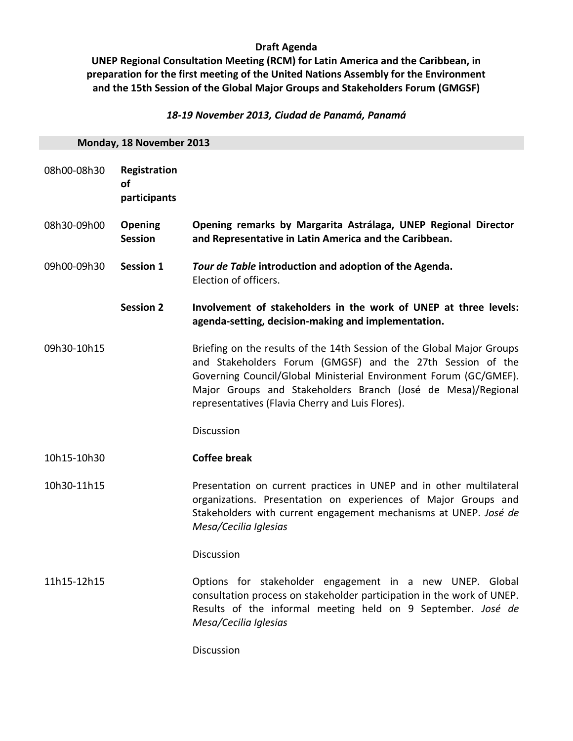**Draft Agenda**

**UNEP Regional Consultation Meeting (RCM) for Latin America and the Caribbean, in preparation for the first meeting of the United Nations Assembly for the Environment and the 15th Session of the Global Major Groups and Stakeholders Forum (GMGSF)**

***18-19 November 2013, Ciudad de Panamá, Panamá***

| **Monday, 18 November 2013** | | |
|---|---|---|
| 08h00-08h30 | **Registration of participants** | |
| 08h30-09h00 | **Opening Session** | **Opening remarks by Margarita Astrálaga, UNEP Regional Director and Representative in Latin America and the Caribbean.** |
| 09h00-09h30 | **Session 1** | ***Tour de Table* introduction and adoption of the Agenda.** Election of officers. |
| | **Session 2** | **Involvement of stakeholders in the work of UNEP at three levels: agenda-setting, decision-making and implementation.** |
| 09h30-10h15 | | Briefing on the results of the 14th Session of the Global Major Groups and Stakeholders Forum (GMGSF) and the 27th Session of the Governing Council/Global Ministerial Environment Forum (GC/GMEF). Major Groups and Stakeholders Branch (José de Mesa)/Regional representatives (Flavia Cherry and Luis Flores).<br><br>Discussion |
| 10h15-10h30 | | **Coffee break** |
| 10h30-11h15 | | Presentation on current practices in UNEP and in other multilateral organizations. Presentation on experiences of Major Groups and Stakeholders with current engagement mechanisms at UNEP. *José de Mesa/Cecilia Iglesias*<br><br>Discussion |
| 11h15-12h15 | | Options for stakeholder engagement in a new UNEP. Global consultation process on stakeholder participation in the work of UNEP. Results of the informal meeting held on 9 September. *José de Mesa/Cecilia Iglesias*<br><br>Discussion |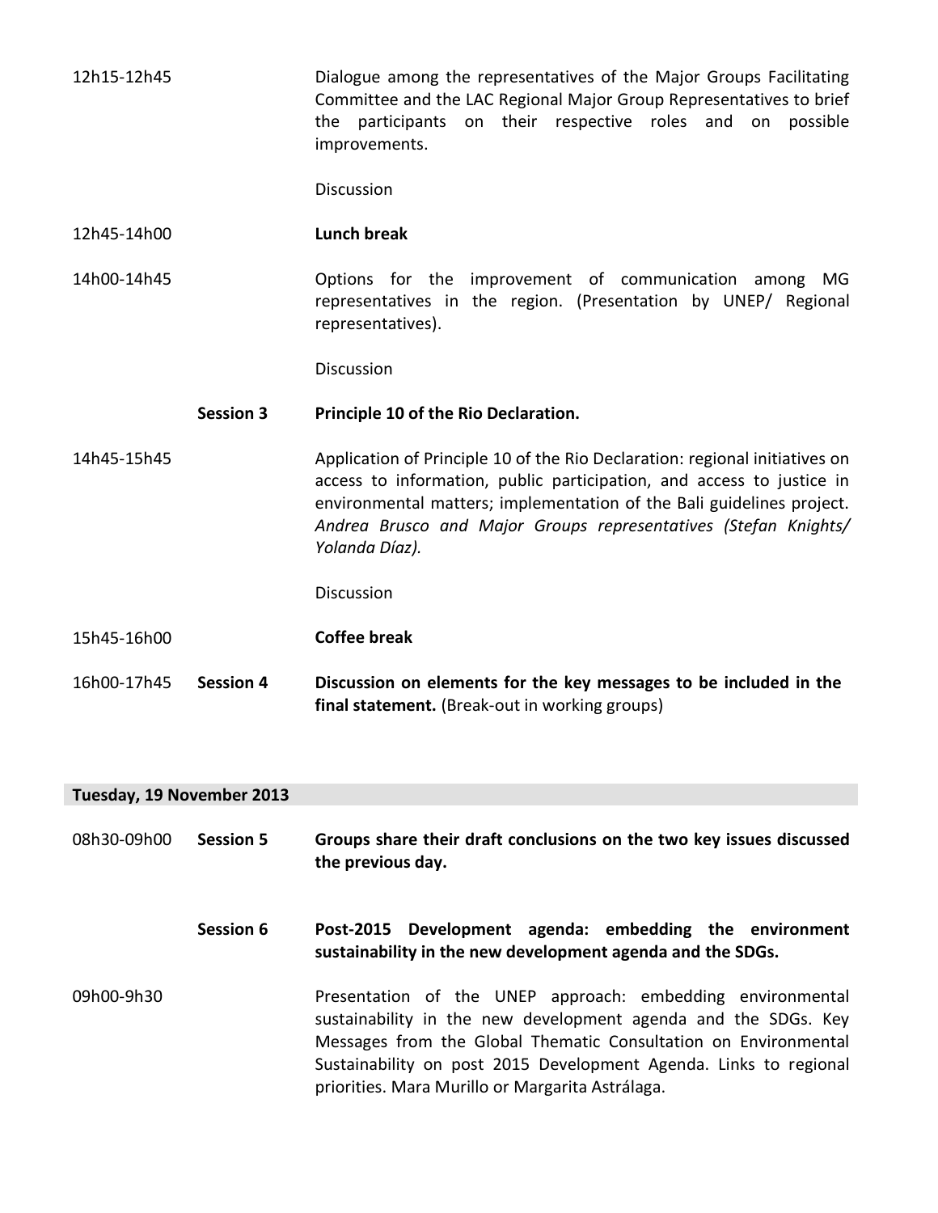| | | |
|---|---|---|
| 12h15-12h45 | | Dialogue among the representatives of the Major Groups Facilitating Committee and the LAC Regional Major Group Representatives to brief the participants on their respective roles and on possible improvements.<br><br>Discussion |
| 12h45-14h00 | | **Lunch break** |
| 14h00-14h45 | | Options for the improvement of communication among MG representatives in the region. (Presentation by UNEP/ Regional representatives).<br><br>Discussion |
| | **Session 3** | **Principle 10 of the Rio Declaration.** |
| 14h45-15h45 | | Application of Principle 10 of the Rio Declaration: regional initiatives on access to information, public participation, and access to justice in environmental matters; implementation of the Bali guidelines project. *Andrea Brusco and Major Groups representatives (Stefan Knights/ Yolanda Díaz).*<br><br>Discussion |
| 15h45-16h00 | | **Coffee break** |
| 16h00-17h45 | **Session 4** | **Discussion on elements for the key messages to be included in the final statement.** (Break-out in working groups) |

**Tuesday, 19 November 2013**

| | | |
|---|---|---|
| 08h30-09h00 | **Session 5** | **Groups share their draft conclusions on the two key issues discussed the previous day.** |
| | **Session 6** | **Post-2015 Development agenda: embedding the environment sustainability in the new development agenda and the SDGs.** |
| 09h00-9h30 | | Presentation of the UNEP approach: embedding environmental sustainability in the new development agenda and the SDGs. Key Messages from the Global Thematic Consultation on Environmental Sustainability on post 2015 Development Agenda. Links to regional priorities. Mara Murillo or Margarita Astrálaga. |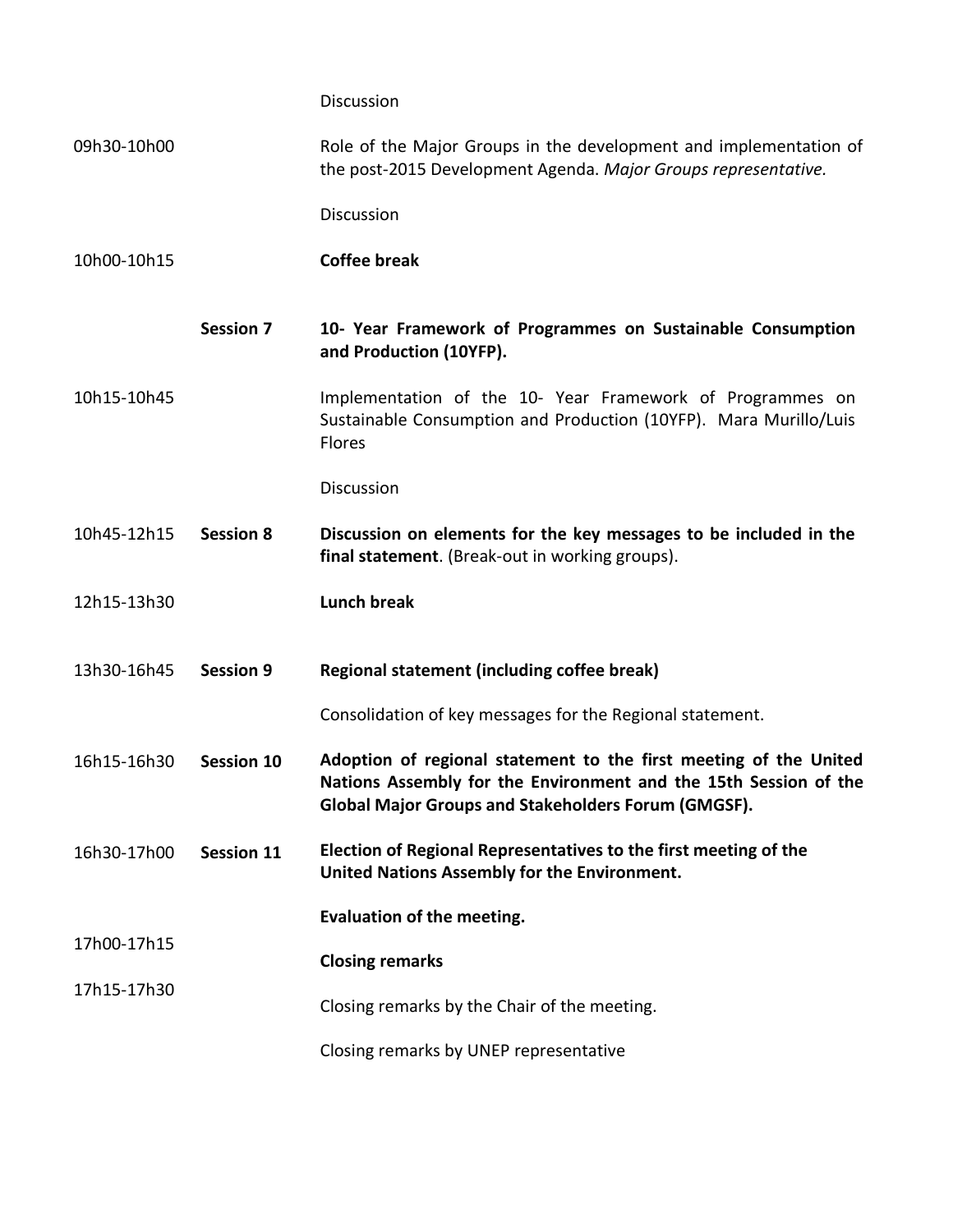| | | |
|---|---|---|
| | | Discussion |
| 09h30-10h00 | | Role of the Major Groups in the development and implementation of the post-2015 Development Agenda. *Major Groups representative.* |
| | | Discussion |
| 10h00-10h15 | | **Coffee break** |
| | **Session 7** | **10- Year Framework of Programmes on Sustainable Consumption and Production (10YFP).** |
| 10h15-10h45 | | Implementation of the 10- Year Framework of Programmes on Sustainable Consumption and Production (10YFP). Mara Murillo/Luis Flores |
| | | Discussion |
| 10h45-12h15 | **Session 8** | **Discussion on elements for the key messages to be included in the final statement**. (Break-out in working groups). |
| 12h15-13h30 | | **Lunch break** |
| 13h30-16h45 | **Session 9** | **Regional statement (including coffee break)** |
| | | Consolidation of key messages for the Regional statement. |
| 16h15-16h30 | **Session 10** | **Adoption of regional statement to the first meeting of the United Nations Assembly for the Environment and the 15th Session of the Global Major Groups and Stakeholders Forum (GMGSF).** |
| 16h30-17h00 | **Session 11** | **Election of Regional Representatives to the first meeting of the United Nations Assembly for the Environment.** |
| | | **Evaluation of the meeting.** |
| 17h00-17h15 | | **Closing remarks** |
| 17h15-17h30 | | Closing remarks by the Chair of the meeting. |
| | | Closing remarks by UNEP representative |